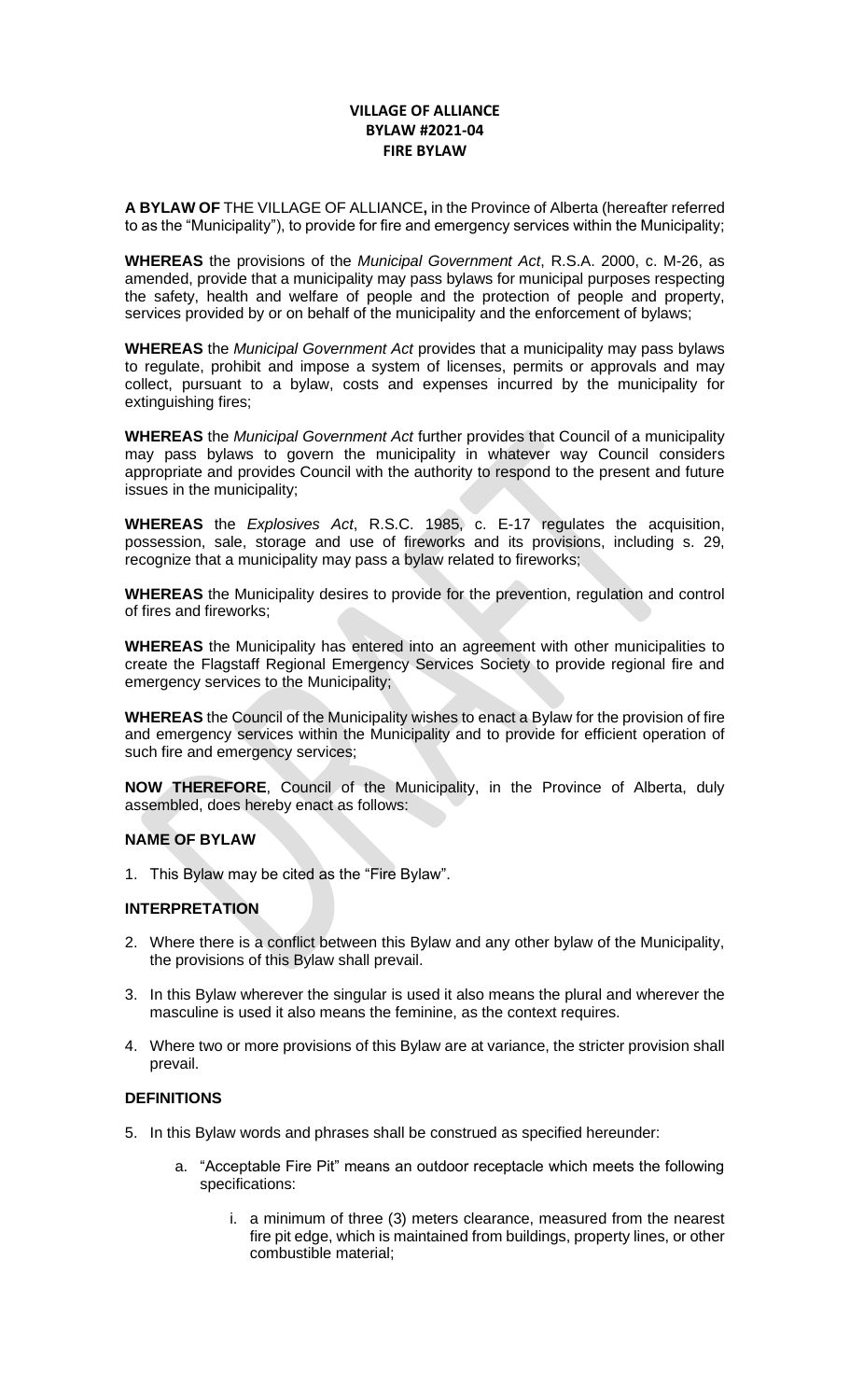**VILLAGE OF ALLIANCE**
**BYLAW #2021-04**
**FIRE BYLAW**

**A BYLAW OF** THE VILLAGE OF ALLIANCE**,** in the Province of Alberta (hereafter referred to as the "Municipality"), to provide for fire and emergency services within the Municipality;

**WHEREAS** the provisions of the *Municipal Government Act*, R.S.A. 2000, c. M-26, as amended, provide that a municipality may pass bylaws for municipal purposes respecting the safety, health and welfare of people and the protection of people and property, services provided by or on behalf of the municipality and the enforcement of bylaws;

**WHEREAS** the *Municipal Government Act* provides that a municipality may pass bylaws to regulate, prohibit and impose a system of licenses, permits or approvals and may collect, pursuant to a bylaw, costs and expenses incurred by the municipality for extinguishing fires;

**WHEREAS** the *Municipal Government Act* further provides that Council of a municipality may pass bylaws to govern the municipality in whatever way Council considers appropriate and provides Council with the authority to respond to the present and future issues in the municipality;

**WHEREAS** the *Explosives Act*, R.S.C. 1985, c. E-17 regulates the acquisition, possession, sale, storage and use of fireworks and its provisions, including s. 29, recognize that a municipality may pass a bylaw related to fireworks;

**WHEREAS** the Municipality desires to provide for the prevention, regulation and control of fires and fireworks;

**WHEREAS** the Municipality has entered into an agreement with other municipalities to create the Flagstaff Regional Emergency Services Society to provide regional fire and emergency services to the Municipality;

**WHEREAS** the Council of the Municipality wishes to enact a Bylaw for the provision of fire and emergency services within the Municipality and to provide for efficient operation of such fire and emergency services;

**NOW THEREFORE**, Council of the Municipality, in the Province of Alberta, duly assembled, does hereby enact as follows:

**NAME OF BYLAW**

1. This Bylaw may be cited as the "Fire Bylaw".

**INTERPRETATION**

2. Where there is a conflict between this Bylaw and any other bylaw of the Municipality, the provisions of this Bylaw shall prevail.

3. In this Bylaw wherever the singular is used it also means the plural and wherever the masculine is used it also means the feminine, as the context requires.

4. Where two or more provisions of this Bylaw are at variance, the stricter provision shall prevail.

**DEFINITIONS**

5. In this Bylaw words and phrases shall be construed as specified hereunder:

   a. "Acceptable Fire Pit" means an outdoor receptacle which meets the following specifications:

      i. a minimum of three (3) meters clearance, measured from the nearest fire pit edge, which is maintained from buildings, property lines, or other combustible material;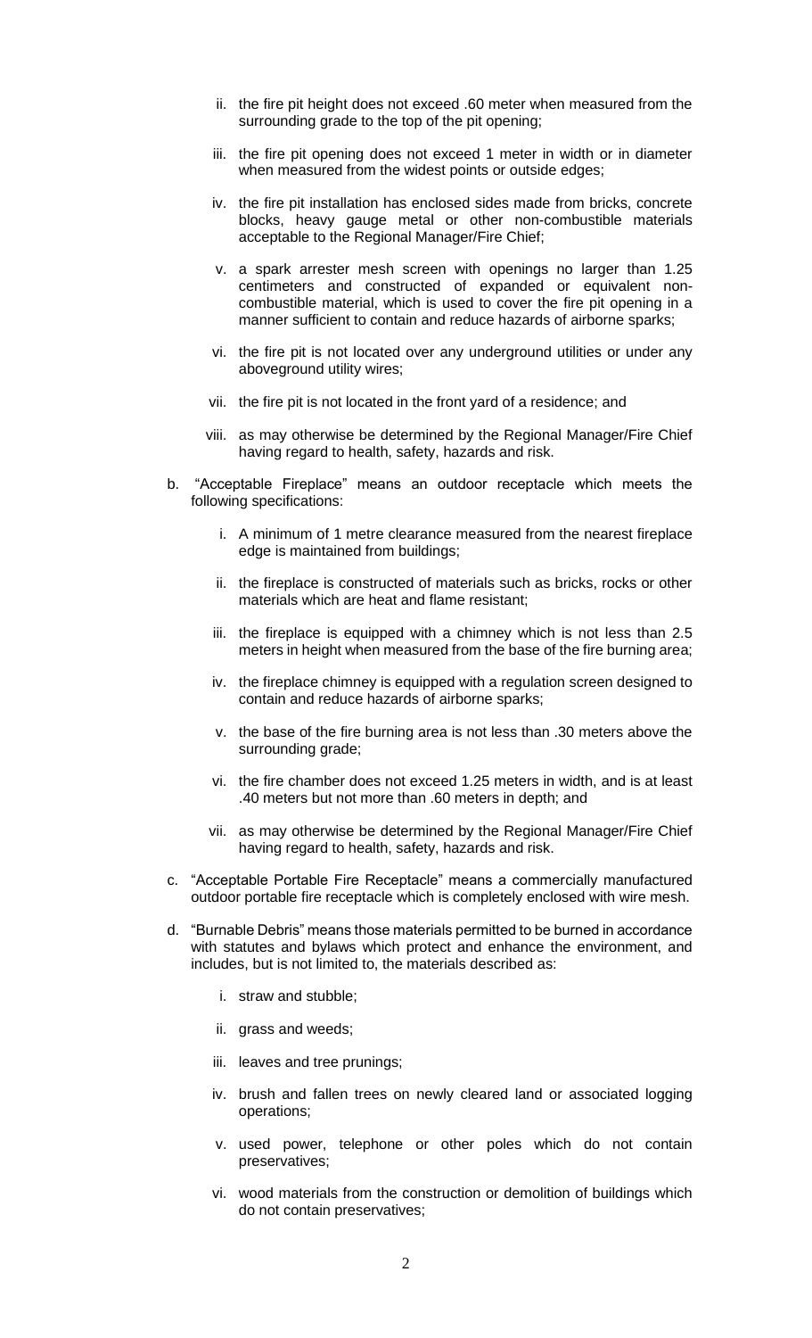ii. the fire pit height does not exceed .60 meter when measured from the surrounding grade to the top of the pit opening;

iii. the fire pit opening does not exceed 1 meter in width or in diameter when measured from the widest points or outside edges;

iv. the fire pit installation has enclosed sides made from bricks, concrete blocks, heavy gauge metal or other non-combustible materials acceptable to the Regional Manager/Fire Chief;

v. a spark arrester mesh screen with openings no larger than 1.25 centimeters and constructed of expanded or equivalent non-combustible material, which is used to cover the fire pit opening in a manner sufficient to contain and reduce hazards of airborne sparks;

vi. the fire pit is not located over any underground utilities or under any aboveground utility wires;

vii. the fire pit is not located in the front yard of a residence; and

viii. as may otherwise be determined by the Regional Manager/Fire Chief having regard to health, safety, hazards and risk.

b. "Acceptable Fireplace" means an outdoor receptacle which meets the following specifications:

   i. A minimum of 1 metre clearance measured from the nearest fireplace edge is maintained from buildings;

   ii. the fireplace is constructed of materials such as bricks, rocks or other materials which are heat and flame resistant;

   iii. the fireplace is equipped with a chimney which is not less than 2.5 meters in height when measured from the base of the fire burning area;

   iv. the fireplace chimney is equipped with a regulation screen designed to contain and reduce hazards of airborne sparks;

   v. the base of the fire burning area is not less than .30 meters above the surrounding grade;

   vi. the fire chamber does not exceed 1.25 meters in width, and is at least .40 meters but not more than .60 meters in depth; and

   vii. as may otherwise be determined by the Regional Manager/Fire Chief having regard to health, safety, hazards and risk.

c. "Acceptable Portable Fire Receptacle" means a commercially manufactured outdoor portable fire receptacle which is completely enclosed with wire mesh.

d. "Burnable Debris" means those materials permitted to be burned in accordance with statutes and bylaws which protect and enhance the environment, and includes, but is not limited to, the materials described as:

   i. straw and stubble;

   ii. grass and weeds;

   iii. leaves and tree prunings;

   iv. brush and fallen trees on newly cleared land or associated logging operations;

   v. used power, telephone or other poles which do not contain preservatives;

   vi. wood materials from the construction or demolition of buildings which do not contain preservatives;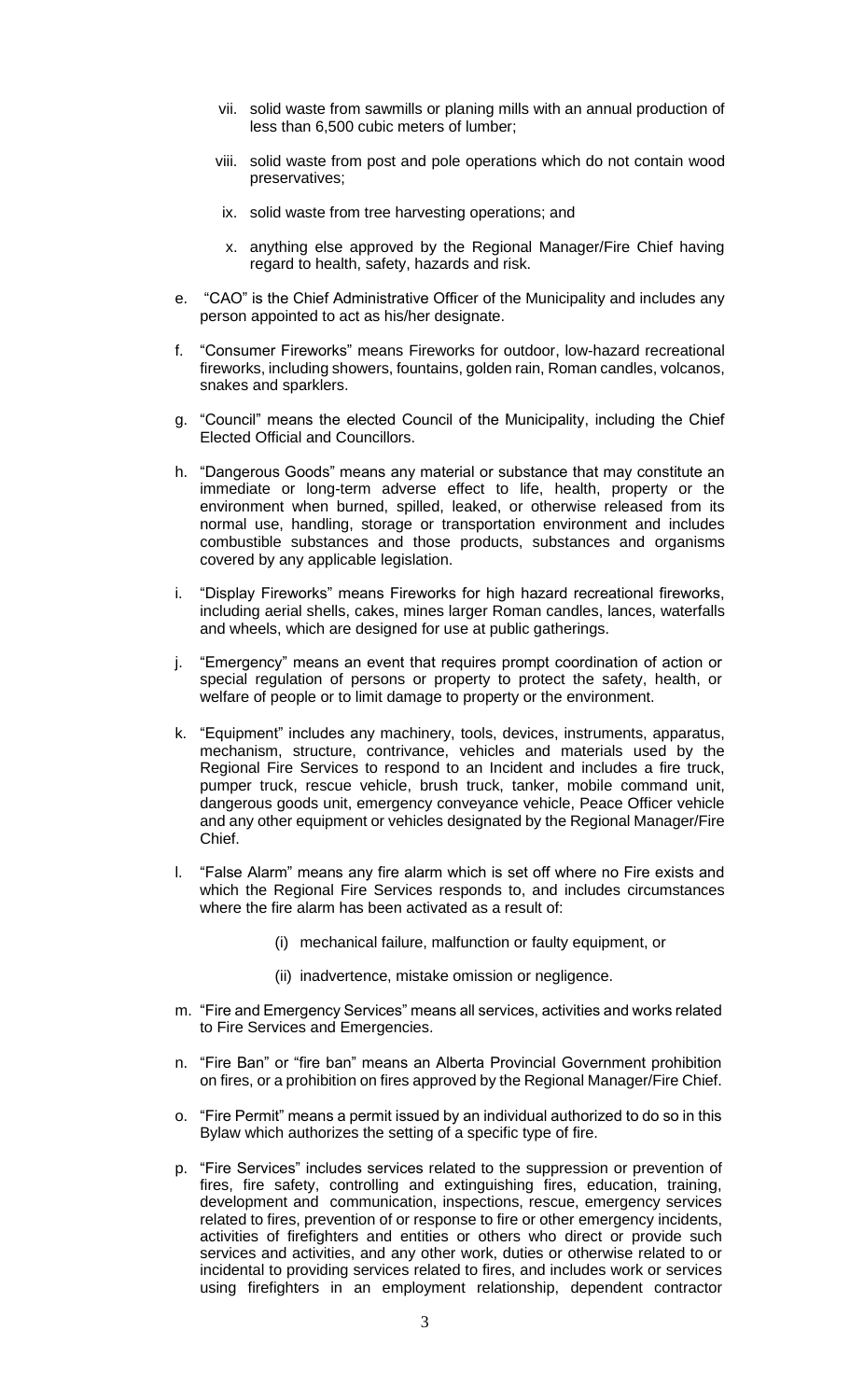vii. solid waste from sawmills or planing mills with an annual production of less than 6,500 cubic meters of lumber;

viii. solid waste from post and pole operations which do not contain wood preservatives;

ix. solid waste from tree harvesting operations; and

x. anything else approved by the Regional Manager/Fire Chief having regard to health, safety, hazards and risk.

e. "CAO" is the Chief Administrative Officer of the Municipality and includes any person appointed to act as his/her designate.

f. "Consumer Fireworks" means Fireworks for outdoor, low-hazard recreational fireworks, including showers, fountains, golden rain, Roman candles, volcanos, snakes and sparklers.

g. "Council" means the elected Council of the Municipality, including the Chief Elected Official and Councillors.

h. "Dangerous Goods" means any material or substance that may constitute an immediate or long-term adverse effect to life, health, property or the environment when burned, spilled, leaked, or otherwise released from its normal use, handling, storage or transportation environment and includes combustible substances and those products, substances and organisms covered by any applicable legislation.

i. "Display Fireworks" means Fireworks for high hazard recreational fireworks, including aerial shells, cakes, mines larger Roman candles, lances, waterfalls and wheels, which are designed for use at public gatherings.

j. "Emergency" means an event that requires prompt coordination of action or special regulation of persons or property to protect the safety, health, or welfare of people or to limit damage to property or the environment.

k. "Equipment" includes any machinery, tools, devices, instruments, apparatus, mechanism, structure, contrivance, vehicles and materials used by the Regional Fire Services to respond to an Incident and includes a fire truck, pumper truck, rescue vehicle, brush truck, tanker, mobile command unit, dangerous goods unit, emergency conveyance vehicle, Peace Officer vehicle and any other equipment or vehicles designated by the Regional Manager/Fire Chief.

l. "False Alarm" means any fire alarm which is set off where no Fire exists and which the Regional Fire Services responds to, and includes circumstances where the fire alarm has been activated as a result of:

(i) mechanical failure, malfunction or faulty equipment, or

(ii) inadvertence, mistake omission or negligence.

m. "Fire and Emergency Services" means all services, activities and works related to Fire Services and Emergencies.

n. "Fire Ban" or "fire ban" means an Alberta Provincial Government prohibition on fires, or a prohibition on fires approved by the Regional Manager/Fire Chief.

o. "Fire Permit" means a permit issued by an individual authorized to do so in this Bylaw which authorizes the setting of a specific type of fire.

p. "Fire Services" includes services related to the suppression or prevention of fires, fire safety, controlling and extinguishing fires, education, training, development and communication, inspections, rescue, emergency services related to fires, prevention of or response to fire or other emergency incidents, activities of firefighters and entities or others who direct or provide such services and activities, and any other work, duties or otherwise related to or incidental to providing services related to fires, and includes work or services using firefighters in an employment relationship, dependent contractor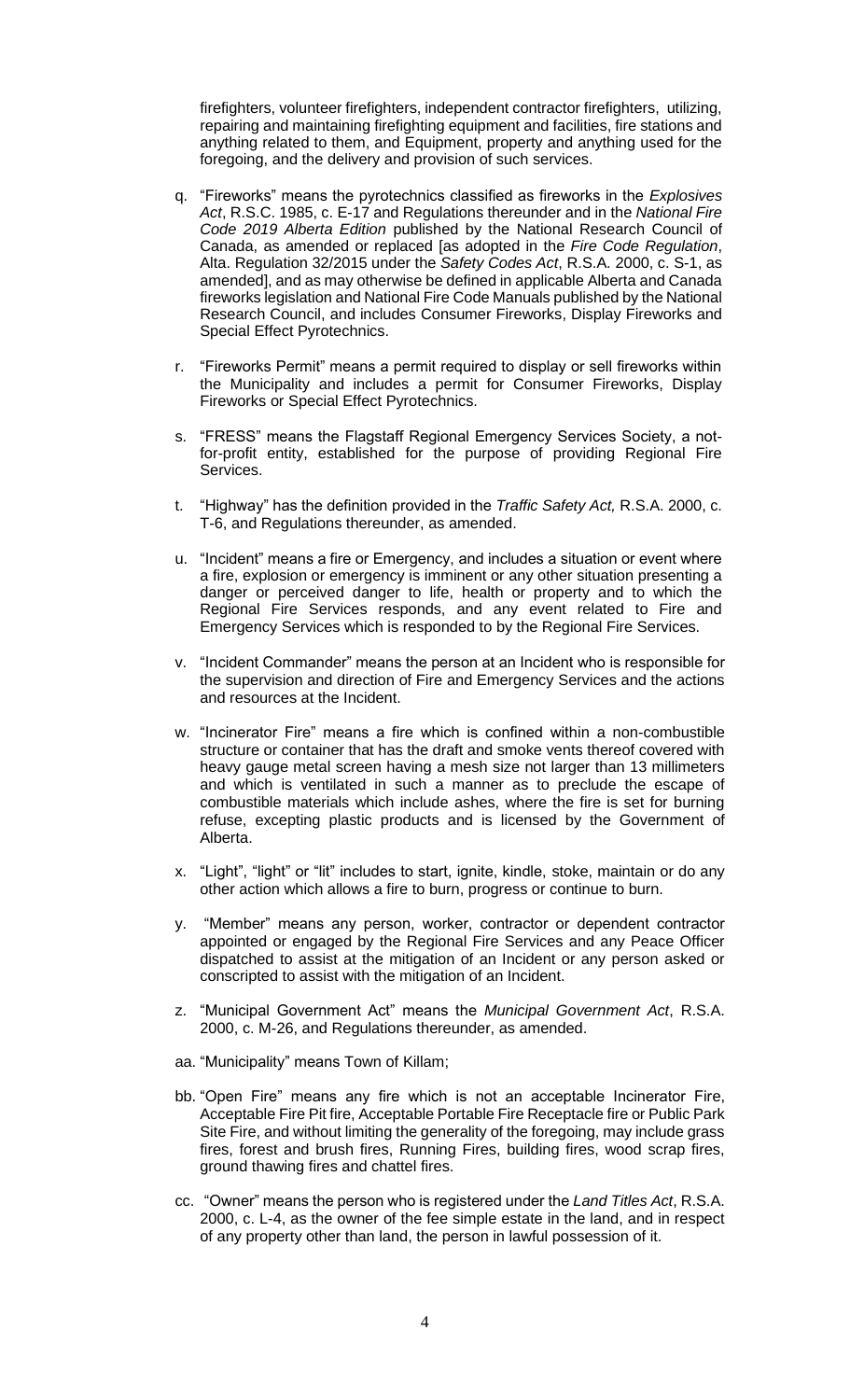firefighters, volunteer firefighters, independent contractor firefighters, utilizing, repairing and maintaining firefighting equipment and facilities, fire stations and anything related to them, and Equipment, property and anything used for the foregoing, and the delivery and provision of such services.

q. "Fireworks" means the pyrotechnics classified as fireworks in the *Explosives Act*, R.S.C. 1985, c. E-17 and Regulations thereunder and in the *National Fire Code 2019 Alberta Edition* published by the National Research Council of Canada, as amended or replaced [as adopted in the *Fire Code Regulation*, Alta. Regulation 32/2015 under the *Safety Codes Act*, R.S.A. 2000, c. S-1, as amended], and as may otherwise be defined in applicable Alberta and Canada fireworks legislation and National Fire Code Manuals published by the National Research Council, and includes Consumer Fireworks, Display Fireworks and Special Effect Pyrotechnics.

r. "Fireworks Permit" means a permit required to display or sell fireworks within the Municipality and includes a permit for Consumer Fireworks, Display Fireworks or Special Effect Pyrotechnics.

s. "FRESS" means the Flagstaff Regional Emergency Services Society, a not-for-profit entity, established for the purpose of providing Regional Fire Services.

t. "Highway" has the definition provided in the *Traffic Safety Act,* R.S.A. 2000, c. T-6, and Regulations thereunder, as amended.

u. "Incident" means a fire or Emergency, and includes a situation or event where a fire, explosion or emergency is imminent or any other situation presenting a danger or perceived danger to life, health or property and to which the Regional Fire Services responds, and any event related to Fire and Emergency Services which is responded to by the Regional Fire Services.

v. "Incident Commander" means the person at an Incident who is responsible for the supervision and direction of Fire and Emergency Services and the actions and resources at the Incident.

w. "Incinerator Fire" means a fire which is confined within a non-combustible structure or container that has the draft and smoke vents thereof covered with heavy gauge metal screen having a mesh size not larger than 13 millimeters and which is ventilated in such a manner as to preclude the escape of combustible materials which include ashes, where the fire is set for burning refuse, excepting plastic products and is licensed by the Government of Alberta.

x. "Light", "light" or "lit" includes to start, ignite, kindle, stoke, maintain or do any other action which allows a fire to burn, progress or continue to burn.

y. "Member" means any person, worker, contractor or dependent contractor appointed or engaged by the Regional Fire Services and any Peace Officer dispatched to assist at the mitigation of an Incident or any person asked or conscripted to assist with the mitigation of an Incident.

z. "Municipal Government Act" means the *Municipal Government Act*, R.S.A. 2000, c. M-26, and Regulations thereunder, as amended.

aa. "Municipality" means Town of Killam;

bb. "Open Fire" means any fire which is not an acceptable Incinerator Fire, Acceptable Fire Pit fire, Acceptable Portable Fire Receptacle fire or Public Park Site Fire, and without limiting the generality of the foregoing, may include grass fires, forest and brush fires, Running Fires, building fires, wood scrap fires, ground thawing fires and chattel fires.

cc. "Owner" means the person who is registered under the *Land Titles Act*, R.S.A. 2000, c. L-4, as the owner of the fee simple estate in the land, and in respect of any property other than land, the person in lawful possession of it.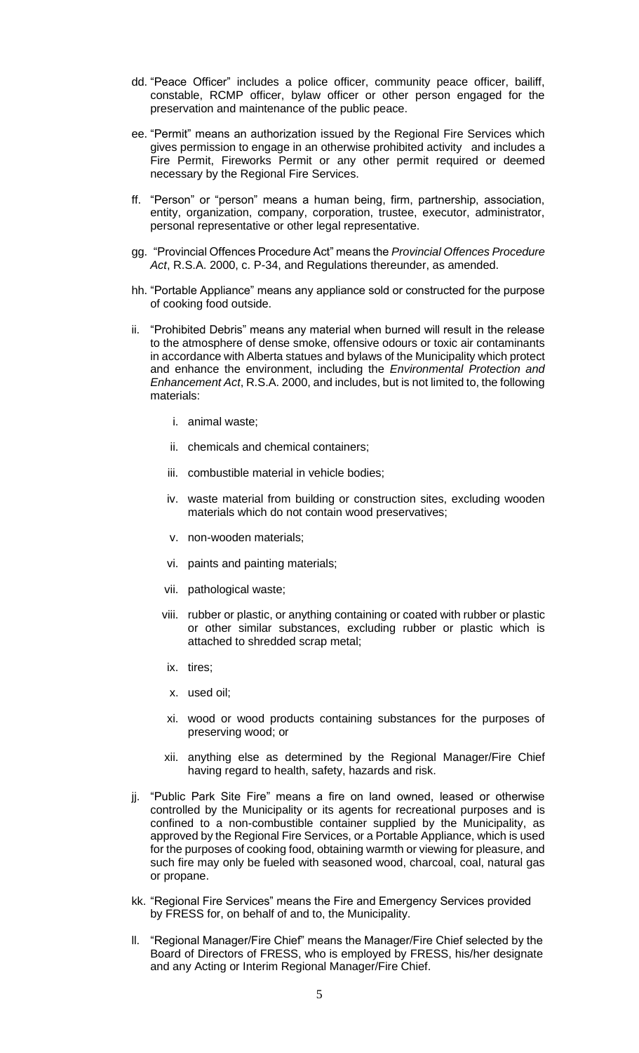dd. "Peace Officer" includes a police officer, community peace officer, bailiff, constable, RCMP officer, bylaw officer or other person engaged for the preservation and maintenance of the public peace.

ee. "Permit" means an authorization issued by the Regional Fire Services which gives permission to engage in an otherwise prohibited activity and includes a Fire Permit, Fireworks Permit or any other permit required or deemed necessary by the Regional Fire Services.

ff. "Person" or "person" means a human being, firm, partnership, association, entity, organization, company, corporation, trustee, executor, administrator, personal representative or other legal representative.

gg. "Provincial Offences Procedure Act" means the *Provincial Offences Procedure Act*, R.S.A. 2000, c. P-34, and Regulations thereunder, as amended.

hh. "Portable Appliance" means any appliance sold or constructed for the purpose of cooking food outside.

ii. "Prohibited Debris" means any material when burned will result in the release to the atmosphere of dense smoke, offensive odours or toxic air contaminants in accordance with Alberta statues and bylaws of the Municipality which protect and enhance the environment, including the *Environmental Protection and Enhancement Act*, R.S.A. 2000, and includes, but is not limited to, the following materials:

   i. animal waste;

   ii. chemicals and chemical containers;

   iii. combustible material in vehicle bodies;

   iv. waste material from building or construction sites, excluding wooden materials which do not contain wood preservatives;

   v. non-wooden materials;

   vi. paints and painting materials;

   vii. pathological waste;

   viii. rubber or plastic, or anything containing or coated with rubber or plastic or other similar substances, excluding rubber or plastic which is attached to shredded scrap metal;

   ix. tires;

   x. used oil;

   xi. wood or wood products containing substances for the purposes of preserving wood; or

   xii. anything else as determined by the Regional Manager/Fire Chief having regard to health, safety, hazards and risk.

jj. "Public Park Site Fire" means a fire on land owned, leased or otherwise controlled by the Municipality or its agents for recreational purposes and is confined to a non-combustible container supplied by the Municipality, as approved by the Regional Fire Services, or a Portable Appliance, which is used for the purposes of cooking food, obtaining warmth or viewing for pleasure, and such fire may only be fueled with seasoned wood, charcoal, coal, natural gas or propane.

kk. "Regional Fire Services" means the Fire and Emergency Services provided by FRESS for, on behalf of and to, the Municipality.

ll. "Regional Manager/Fire Chief" means the Manager/Fire Chief selected by the Board of Directors of FRESS, who is employed by FRESS, his/her designate and any Acting or Interim Regional Manager/Fire Chief.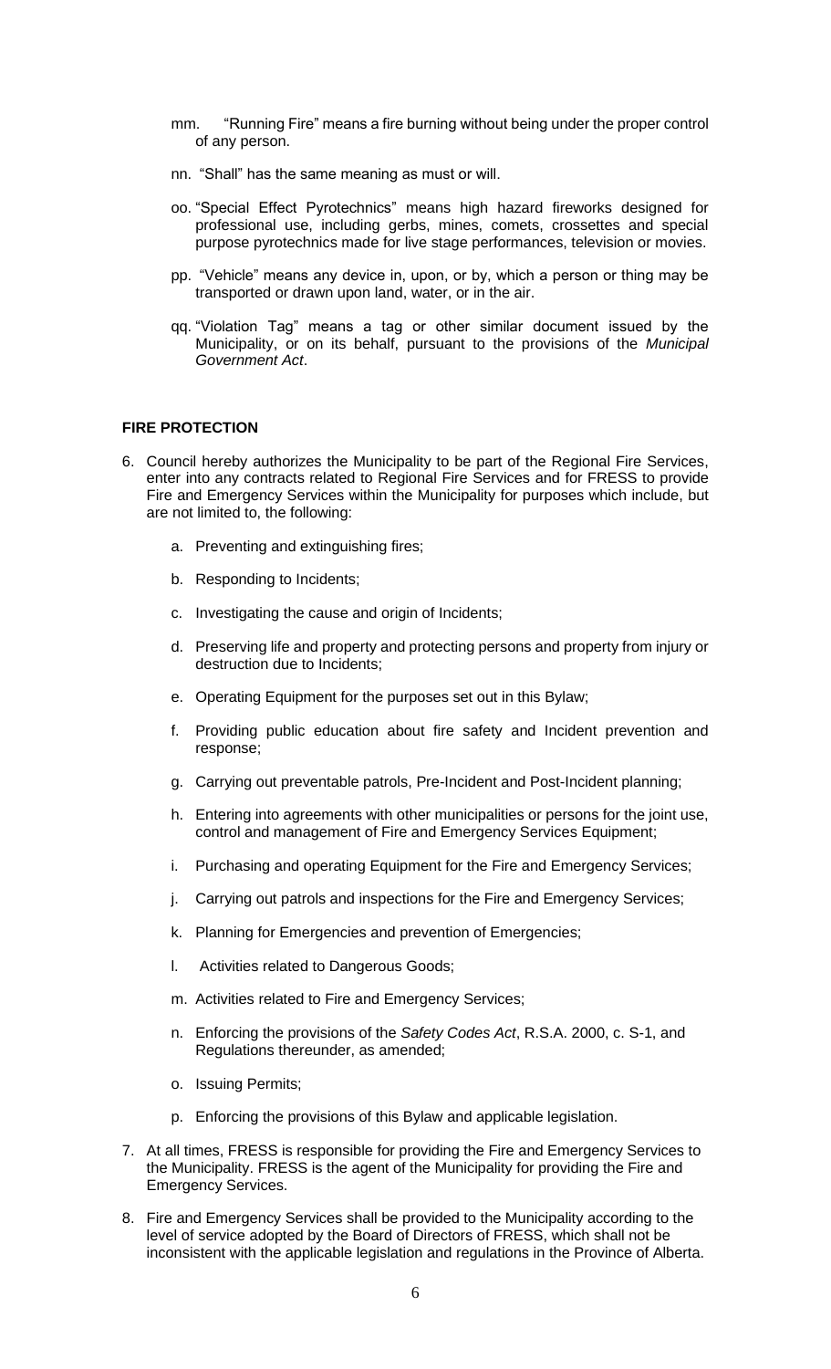mm. "Running Fire" means a fire burning without being under the proper control of any person.

nn. "Shall" has the same meaning as must or will.

oo. "Special Effect Pyrotechnics" means high hazard fireworks designed for professional use, including gerbs, mines, comets, crossettes and special purpose pyrotechnics made for live stage performances, television or movies.

pp. "Vehicle" means any device in, upon, or by, which a person or thing may be transported or drawn upon land, water, or in the air.

qq. "Violation Tag" means a tag or other similar document issued by the Municipality, or on its behalf, pursuant to the provisions of the *Municipal Government Act*.

**FIRE PROTECTION**

6. Council hereby authorizes the Municipality to be part of the Regional Fire Services, enter into any contracts related to Regional Fire Services and for FRESS to provide Fire and Emergency Services within the Municipality for purposes which include, but are not limited to, the following:

    a. Preventing and extinguishing fires;

    b. Responding to Incidents;

    c. Investigating the cause and origin of Incidents;

    d. Preserving life and property and protecting persons and property from injury or destruction due to Incidents;

    e. Operating Equipment for the purposes set out in this Bylaw;

    f. Providing public education about fire safety and Incident prevention and response;

    g. Carrying out preventable patrols, Pre-Incident and Post-Incident planning;

    h. Entering into agreements with other municipalities or persons for the joint use, control and management of Fire and Emergency Services Equipment;

    i. Purchasing and operating Equipment for the Fire and Emergency Services;

    j. Carrying out patrols and inspections for the Fire and Emergency Services;

    k. Planning for Emergencies and prevention of Emergencies;

    l. Activities related to Dangerous Goods;

    m. Activities related to Fire and Emergency Services;

    n. Enforcing the provisions of the *Safety Codes Act*, R.S.A. 2000, c. S-1, and Regulations thereunder, as amended;

    o. Issuing Permits;

    p. Enforcing the provisions of this Bylaw and applicable legislation.

7. At all times, FRESS is responsible for providing the Fire and Emergency Services to the Municipality. FRESS is the agent of the Municipality for providing the Fire and Emergency Services.

8. Fire and Emergency Services shall be provided to the Municipality according to the level of service adopted by the Board of Directors of FRESS, which shall not be inconsistent with the applicable legislation and regulations in the Province of Alberta.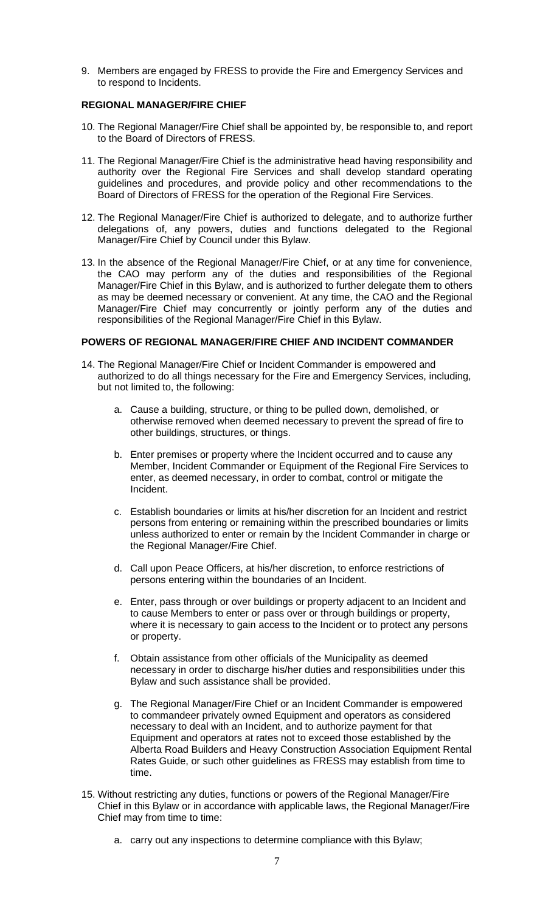9. Members are engaged by FRESS to provide the Fire and Emergency Services and to respond to Incidents.

**REGIONAL MANAGER/FIRE CHIEF**

10. The Regional Manager/Fire Chief shall be appointed by, be responsible to, and report to the Board of Directors of FRESS.

11. The Regional Manager/Fire Chief is the administrative head having responsibility and authority over the Regional Fire Services and shall develop standard operating guidelines and procedures, and provide policy and other recommendations to the Board of Directors of FRESS for the operation of the Regional Fire Services.

12. The Regional Manager/Fire Chief is authorized to delegate, and to authorize further delegations of, any powers, duties and functions delegated to the Regional Manager/Fire Chief by Council under this Bylaw.

13. In the absence of the Regional Manager/Fire Chief, or at any time for convenience, the CAO may perform any of the duties and responsibilities of the Regional Manager/Fire Chief in this Bylaw, and is authorized to further delegate them to others as may be deemed necessary or convenient. At any time, the CAO and the Regional Manager/Fire Chief may concurrently or jointly perform any of the duties and responsibilities of the Regional Manager/Fire Chief in this Bylaw.

**POWERS OF REGIONAL MANAGER/FIRE CHIEF AND INCIDENT COMMANDER**

14. The Regional Manager/Fire Chief or Incident Commander is empowered and authorized to do all things necessary for the Fire and Emergency Services, including, but not limited to, the following:

    a. Cause a building, structure, or thing to be pulled down, demolished, or otherwise removed when deemed necessary to prevent the spread of fire to other buildings, structures, or things.

    b. Enter premises or property where the Incident occurred and to cause any Member, Incident Commander or Equipment of the Regional Fire Services to enter, as deemed necessary, in order to combat, control or mitigate the Incident.

    c. Establish boundaries or limits at his/her discretion for an Incident and restrict persons from entering or remaining within the prescribed boundaries or limits unless authorized to enter or remain by the Incident Commander in charge or the Regional Manager/Fire Chief.

    d. Call upon Peace Officers, at his/her discretion, to enforce restrictions of persons entering within the boundaries of an Incident.

    e. Enter, pass through or over buildings or property adjacent to an Incident and to cause Members to enter or pass over or through buildings or property, where it is necessary to gain access to the Incident or to protect any persons or property.

    f. Obtain assistance from other officials of the Municipality as deemed necessary in order to discharge his/her duties and responsibilities under this Bylaw and such assistance shall be provided.

    g. The Regional Manager/Fire Chief or an Incident Commander is empowered to commandeer privately owned Equipment and operators as considered necessary to deal with an Incident, and to authorize payment for that Equipment and operators at rates not to exceed those established by the Alberta Road Builders and Heavy Construction Association Equipment Rental Rates Guide, or such other guidelines as FRESS may establish from time to time.

15. Without restricting any duties, functions or powers of the Regional Manager/Fire Chief in this Bylaw or in accordance with applicable laws, the Regional Manager/Fire Chief may from time to time:

    a. carry out any inspections to determine compliance with this Bylaw;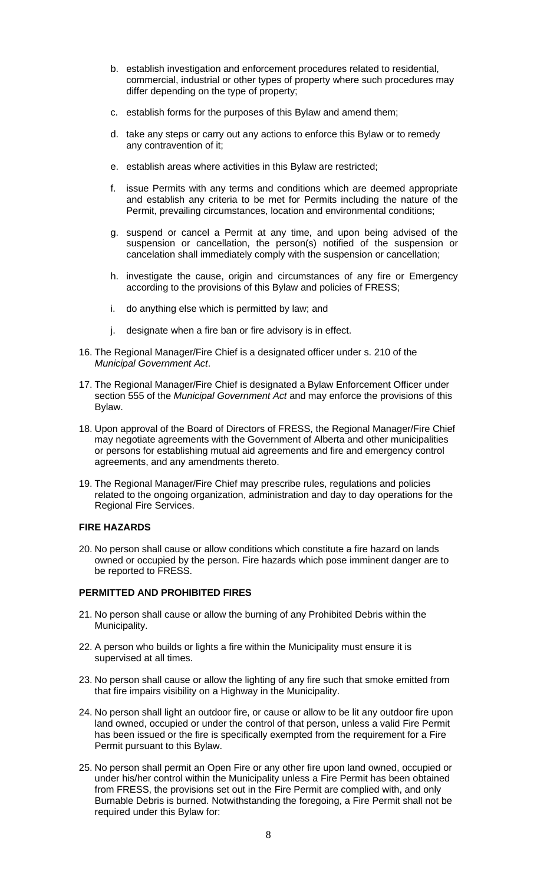b. establish investigation and enforcement procedures related to residential, commercial, industrial or other types of property where such procedures may differ depending on the type of property;

c. establish forms for the purposes of this Bylaw and amend them;

d. take any steps or carry out any actions to enforce this Bylaw or to remedy any contravention of it;

e. establish areas where activities in this Bylaw are restricted;

f. issue Permits with any terms and conditions which are deemed appropriate and establish any criteria to be met for Permits including the nature of the Permit, prevailing circumstances, location and environmental conditions;

g. suspend or cancel a Permit at any time, and upon being advised of the suspension or cancellation, the person(s) notified of the suspension or cancelation shall immediately comply with the suspension or cancellation;

h. investigate the cause, origin and circumstances of any fire or Emergency according to the provisions of this Bylaw and policies of FRESS;

i. do anything else which is permitted by law; and

j. designate when a fire ban or fire advisory is in effect.

16. The Regional Manager/Fire Chief is a designated officer under s. 210 of the *Municipal Government Act*.

17. The Regional Manager/Fire Chief is designated a Bylaw Enforcement Officer under section 555 of the *Municipal Government Act* and may enforce the provisions of this Bylaw.

18. Upon approval of the Board of Directors of FRESS, the Regional Manager/Fire Chief may negotiate agreements with the Government of Alberta and other municipalities or persons for establishing mutual aid agreements and fire and emergency control agreements, and any amendments thereto.

19. The Regional Manager/Fire Chief may prescribe rules, regulations and policies related to the ongoing organization, administration and day to day operations for the Regional Fire Services.

**FIRE HAZARDS**

20. No person shall cause or allow conditions which constitute a fire hazard on lands owned or occupied by the person. Fire hazards which pose imminent danger are to be reported to FRESS.

**PERMITTED AND PROHIBITED FIRES**

21. No person shall cause or allow the burning of any Prohibited Debris within the Municipality.

22. A person who builds or lights a fire within the Municipality must ensure it is supervised at all times.

23. No person shall cause or allow the lighting of any fire such that smoke emitted from that fire impairs visibility on a Highway in the Municipality.

24. No person shall light an outdoor fire, or cause or allow to be lit any outdoor fire upon land owned, occupied or under the control of that person, unless a valid Fire Permit has been issued or the fire is specifically exempted from the requirement for a Fire Permit pursuant to this Bylaw.

25. No person shall permit an Open Fire or any other fire upon land owned, occupied or under his/her control within the Municipality unless a Fire Permit has been obtained from FRESS, the provisions set out in the Fire Permit are complied with, and only Burnable Debris is burned. Notwithstanding the foregoing, a Fire Permit shall not be required under this Bylaw for: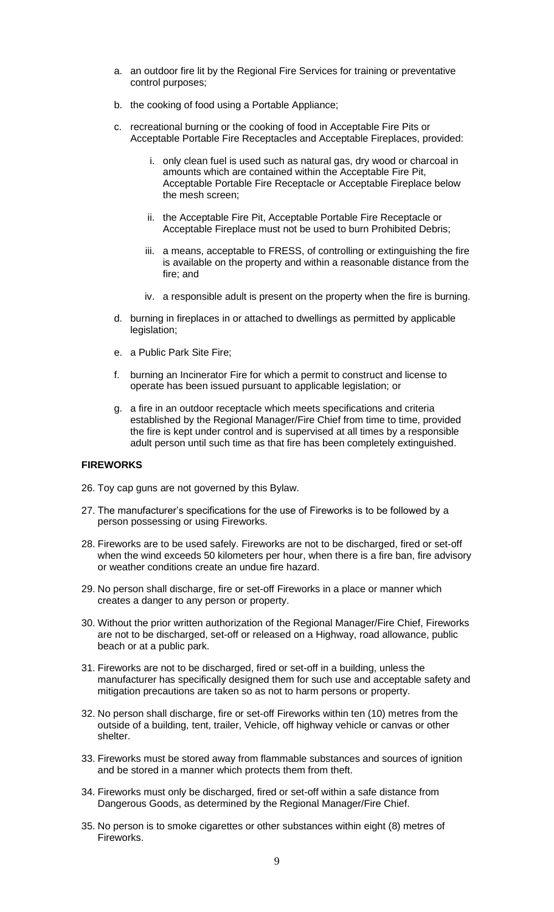a. an outdoor fire lit by the Regional Fire Services for training or preventative control purposes;

b. the cooking of food using a Portable Appliance;

c. recreational burning or the cooking of food in Acceptable Fire Pits or Acceptable Portable Fire Receptacles and Acceptable Fireplaces, provided:

   i. only clean fuel is used such as natural gas, dry wood or charcoal in amounts which are contained within the Acceptable Fire Pit, Acceptable Portable Fire Receptacle or Acceptable Fireplace below the mesh screen;

   ii. the Acceptable Fire Pit, Acceptable Portable Fire Receptacle or Acceptable Fireplace must not be used to burn Prohibited Debris;

   iii. a means, acceptable to FRESS, of controlling or extinguishing the fire is available on the property and within a reasonable distance from the fire; and

   iv. a responsible adult is present on the property when the fire is burning.

d. burning in fireplaces in or attached to dwellings as permitted by applicable legislation;

e. a Public Park Site Fire;

f. burning an Incinerator Fire for which a permit to construct and license to operate has been issued pursuant to applicable legislation; or

g. a fire in an outdoor receptacle which meets specifications and criteria established by the Regional Manager/Fire Chief from time to time, provided the fire is kept under control and is supervised at all times by a responsible adult person until such time as that fire has been completely extinguished.

**FIREWORKS**

26. Toy cap guns are not governed by this Bylaw.

27. The manufacturer's specifications for the use of Fireworks is to be followed by a person possessing or using Fireworks.

28. Fireworks are to be used safely. Fireworks are not to be discharged, fired or set-off when the wind exceeds 50 kilometers per hour, when there is a fire ban, fire advisory or weather conditions create an undue fire hazard.

29. No person shall discharge, fire or set-off Fireworks in a place or manner which creates a danger to any person or property.

30. Without the prior written authorization of the Regional Manager/Fire Chief, Fireworks are not to be discharged, set-off or released on a Highway, road allowance, public beach or at a public park.

31. Fireworks are not to be discharged, fired or set-off in a building, unless the manufacturer has specifically designed them for such use and acceptable safety and mitigation precautions are taken so as not to harm persons or property.

32. No person shall discharge, fire or set-off Fireworks within ten (10) metres from the outside of a building, tent, trailer, Vehicle, off highway vehicle or canvas or other shelter.

33. Fireworks must be stored away from flammable substances and sources of ignition and be stored in a manner which protects them from theft.

34. Fireworks must only be discharged, fired or set-off within a safe distance from Dangerous Goods, as determined by the Regional Manager/Fire Chief.

35. No person is to smoke cigarettes or other substances within eight (8) metres of Fireworks.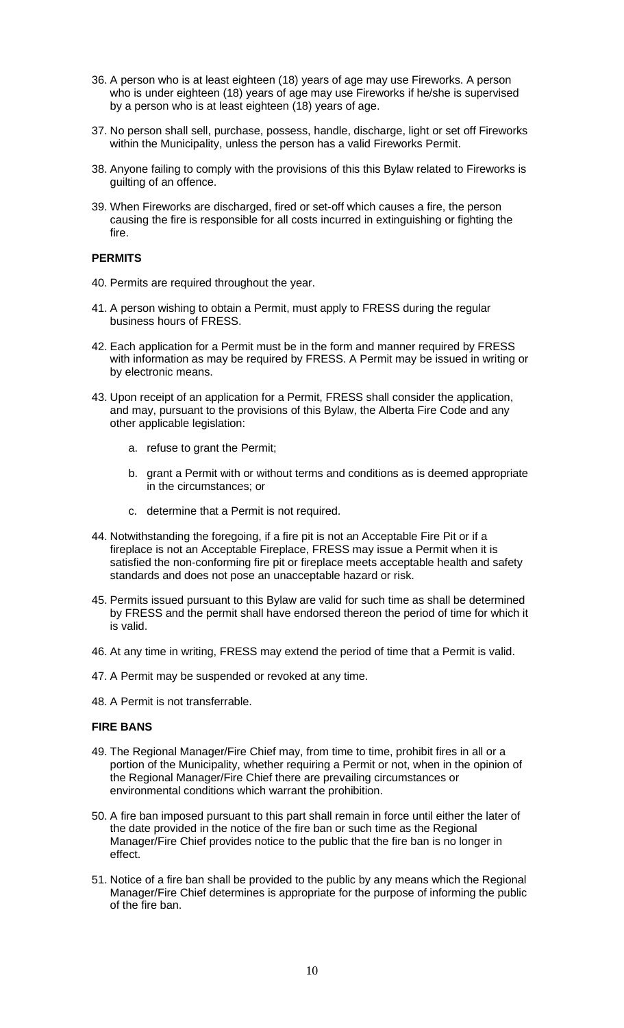36. A person who is at least eighteen (18) years of age may use Fireworks. A person who is under eighteen (18) years of age may use Fireworks if he/she is supervised by a person who is at least eighteen (18) years of age.

37. No person shall sell, purchase, possess, handle, discharge, light or set off Fireworks within the Municipality, unless the person has a valid Fireworks Permit.

38. Anyone failing to comply with the provisions of this this Bylaw related to Fireworks is guilting of an offence.

39. When Fireworks are discharged, fired or set-off which causes a fire, the person causing the fire is responsible for all costs incurred in extinguishing or fighting the fire.

**PERMITS**

40. Permits are required throughout the year.

41. A person wishing to obtain a Permit, must apply to FRESS during the regular business hours of FRESS.

42. Each application for a Permit must be in the form and manner required by FRESS with information as may be required by FRESS. A Permit may be issued in writing or by electronic means.

43. Upon receipt of an application for a Permit, FRESS shall consider the application, and may, pursuant to the provisions of this Bylaw, the Alberta Fire Code and any other applicable legislation:

    a. refuse to grant the Permit;

    b. grant a Permit with or without terms and conditions as is deemed appropriate in the circumstances; or

    c. determine that a Permit is not required.

44. Notwithstanding the foregoing, if a fire pit is not an Acceptable Fire Pit or if a fireplace is not an Acceptable Fireplace, FRESS may issue a Permit when it is satisfied the non-conforming fire pit or fireplace meets acceptable health and safety standards and does not pose an unacceptable hazard or risk.

45. Permits issued pursuant to this Bylaw are valid for such time as shall be determined by FRESS and the permit shall have endorsed thereon the period of time for which it is valid.

46. At any time in writing, FRESS may extend the period of time that a Permit is valid.

47. A Permit may be suspended or revoked at any time.

48. A Permit is not transferrable.

**FIRE BANS**

49. The Regional Manager/Fire Chief may, from time to time, prohibit fires in all or a portion of the Municipality, whether requiring a Permit or not, when in the opinion of the Regional Manager/Fire Chief there are prevailing circumstances or environmental conditions which warrant the prohibition.

50. A fire ban imposed pursuant to this part shall remain in force until either the later of the date provided in the notice of the fire ban or such time as the Regional Manager/Fire Chief provides notice to the public that the fire ban is no longer in effect.

51. Notice of a fire ban shall be provided to the public by any means which the Regional Manager/Fire Chief determines is appropriate for the purpose of informing the public of the fire ban.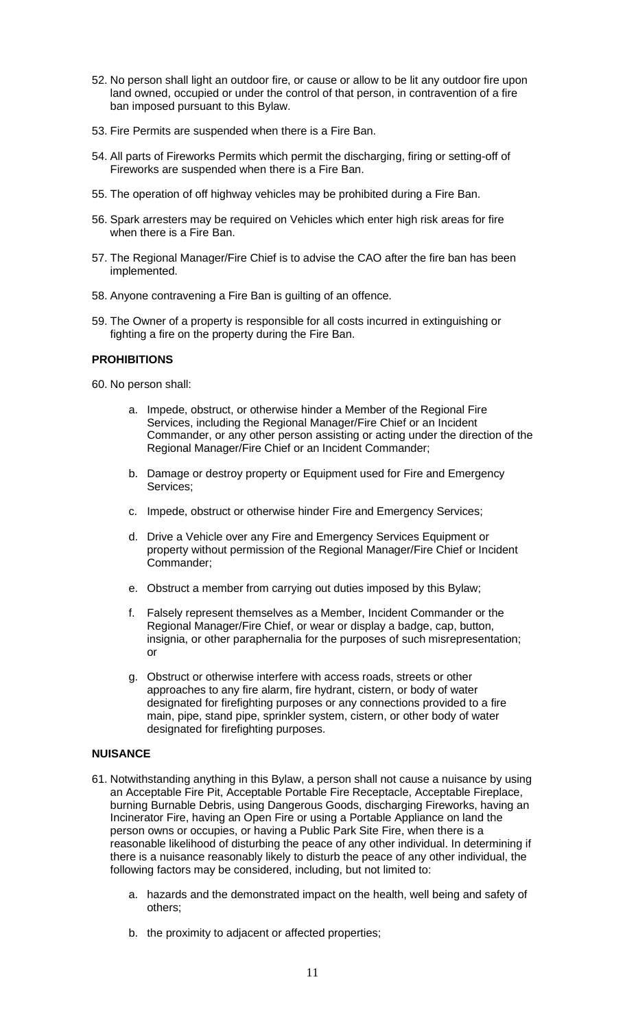52. No person shall light an outdoor fire, or cause or allow to be lit any outdoor fire upon land owned, occupied or under the control of that person, in contravention of a fire ban imposed pursuant to this Bylaw.

53. Fire Permits are suspended when there is a Fire Ban.

54. All parts of Fireworks Permits which permit the discharging, firing or setting-off of Fireworks are suspended when there is a Fire Ban.

55. The operation of off highway vehicles may be prohibited during a Fire Ban.

56. Spark arresters may be required on Vehicles which enter high risk areas for fire when there is a Fire Ban.

57. The Regional Manager/Fire Chief is to advise the CAO after the fire ban has been implemented.

58. Anyone contravening a Fire Ban is guilting of an offence.

59. The Owner of a property is responsible for all costs incurred in extinguishing or fighting a fire on the property during the Fire Ban.

**PROHIBITIONS**

60. No person shall:

    a. Impede, obstruct, or otherwise hinder a Member of the Regional Fire Services, including the Regional Manager/Fire Chief or an Incident Commander, or any other person assisting or acting under the direction of the Regional Manager/Fire Chief or an Incident Commander;

    b. Damage or destroy property or Equipment used for Fire and Emergency Services;

    c. Impede, obstruct or otherwise hinder Fire and Emergency Services;

    d. Drive a Vehicle over any Fire and Emergency Services Equipment or property without permission of the Regional Manager/Fire Chief or Incident Commander;

    e. Obstruct a member from carrying out duties imposed by this Bylaw;

    f. Falsely represent themselves as a Member, Incident Commander or the Regional Manager/Fire Chief, or wear or display a badge, cap, button, insignia, or other paraphernalia for the purposes of such misrepresentation; or

    g. Obstruct or otherwise interfere with access roads, streets or other approaches to any fire alarm, fire hydrant, cistern, or body of water designated for firefighting purposes or any connections provided to a fire main, pipe, stand pipe, sprinkler system, cistern, or other body of water designated for firefighting purposes.

**NUISANCE**

61. Notwithstanding anything in this Bylaw, a person shall not cause a nuisance by using an Acceptable Fire Pit, Acceptable Portable Fire Receptacle, Acceptable Fireplace, burning Burnable Debris, using Dangerous Goods, discharging Fireworks, having an Incinerator Fire, having an Open Fire or using a Portable Appliance on land the person owns or occupies, or having a Public Park Site Fire, when there is a reasonable likelihood of disturbing the peace of any other individual. In determining if there is a nuisance reasonably likely to disturb the peace of any other individual, the following factors may be considered, including, but not limited to:

    a. hazards and the demonstrated impact on the health, well being and safety of others;

    b. the proximity to adjacent or affected properties;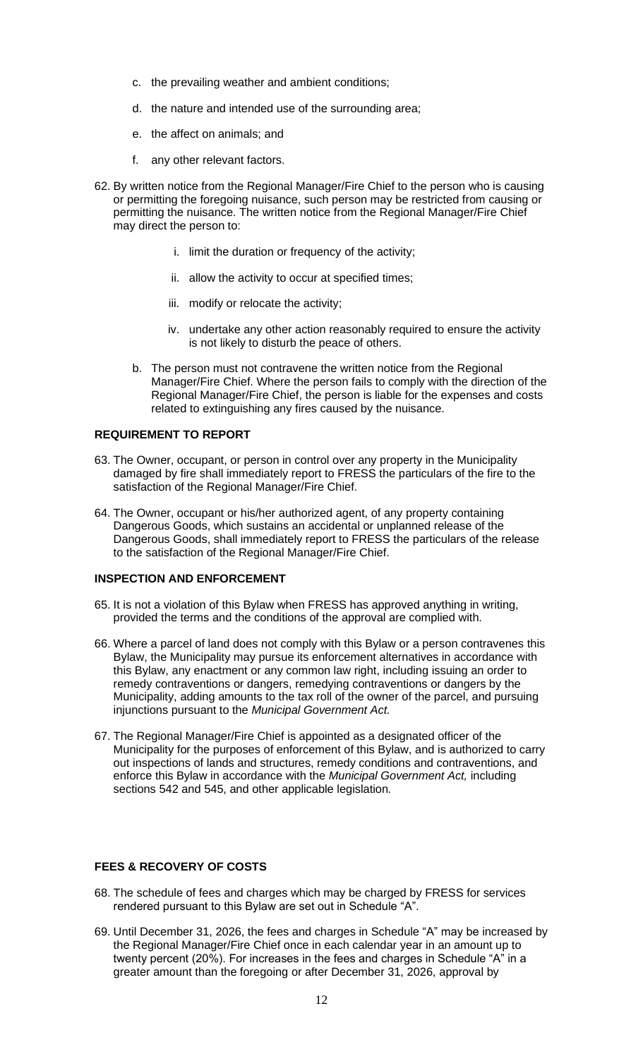c. the prevailing weather and ambient conditions;

d. the nature and intended use of the surrounding area;

e. the affect on animals; and

f. any other relevant factors.

62. By written notice from the Regional Manager/Fire Chief to the person who is causing or permitting the foregoing nuisance, such person may be restricted from causing or permitting the nuisance. The written notice from the Regional Manager/Fire Chief may direct the person to:

    i. limit the duration or frequency of the activity;

    ii. allow the activity to occur at specified times;

    iii. modify or relocate the activity;

    iv. undertake any other action reasonably required to ensure the activity is not likely to disturb the peace of others.

    b. The person must not contravene the written notice from the Regional Manager/Fire Chief. Where the person fails to comply with the direction of the Regional Manager/Fire Chief, the person is liable for the expenses and costs related to extinguishing any fires caused by the nuisance.

**REQUIREMENT TO REPORT**

63. The Owner, occupant, or person in control over any property in the Municipality damaged by fire shall immediately report to FRESS the particulars of the fire to the satisfaction of the Regional Manager/Fire Chief.

64. The Owner, occupant or his/her authorized agent, of any property containing Dangerous Goods, which sustains an accidental or unplanned release of the Dangerous Goods, shall immediately report to FRESS the particulars of the release to the satisfaction of the Regional Manager/Fire Chief.

**INSPECTION AND ENFORCEMENT**

65. It is not a violation of this Bylaw when FRESS has approved anything in writing, provided the terms and the conditions of the approval are complied with.

66. Where a parcel of land does not comply with this Bylaw or a person contravenes this Bylaw, the Municipality may pursue its enforcement alternatives in accordance with this Bylaw, any enactment or any common law right, including issuing an order to remedy contraventions or dangers, remedying contraventions or dangers by the Municipality, adding amounts to the tax roll of the owner of the parcel, and pursuing injunctions pursuant to the *Municipal Government Act.*

67. The Regional Manager/Fire Chief is appointed as a designated officer of the Municipality for the purposes of enforcement of this Bylaw, and is authorized to carry out inspections of lands and structures, remedy conditions and contraventions, and enforce this Bylaw in accordance with the *Municipal Government Act,* including sections 542 and 545, and other applicable legislation.

**FEES & RECOVERY OF COSTS**

68. The schedule of fees and charges which may be charged by FRESS for services rendered pursuant to this Bylaw are set out in Schedule "A".

69. Until December 31, 2026, the fees and charges in Schedule "A" may be increased by the Regional Manager/Fire Chief once in each calendar year in an amount up to twenty percent (20%). For increases in the fees and charges in Schedule "A" in a greater amount than the foregoing or after December 31, 2026, approval by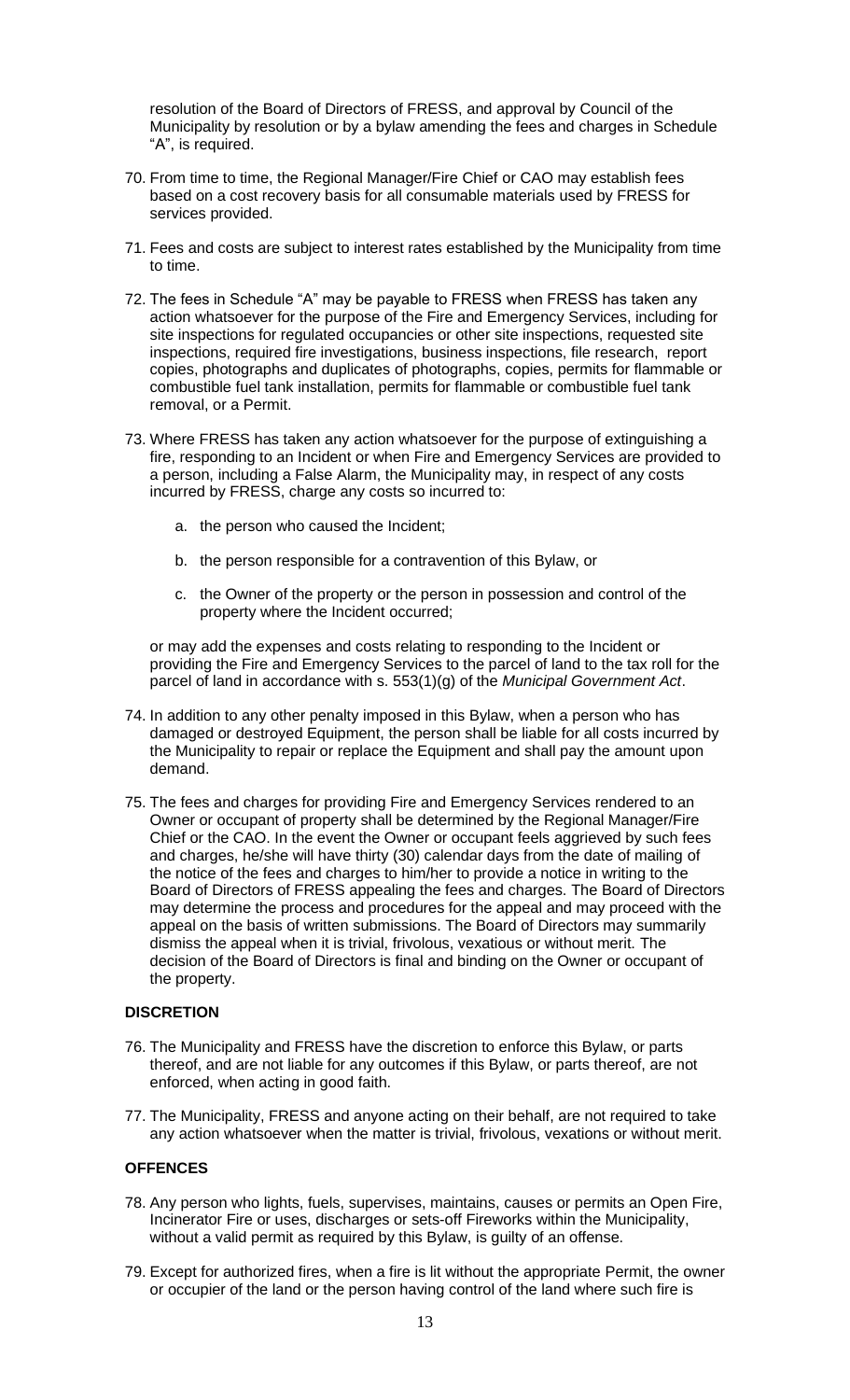resolution of the Board of Directors of FRESS, and approval by Council of the Municipality by resolution or by a bylaw amending the fees and charges in Schedule "A", is required.

70. From time to time, the Regional Manager/Fire Chief or CAO may establish fees based on a cost recovery basis for all consumable materials used by FRESS for services provided.

71. Fees and costs are subject to interest rates established by the Municipality from time to time.

72. The fees in Schedule "A" may be payable to FRESS when FRESS has taken any action whatsoever for the purpose of the Fire and Emergency Services, including for site inspections for regulated occupancies or other site inspections, requested site inspections, required fire investigations, business inspections, file research, report copies, photographs and duplicates of photographs, copies, permits for flammable or combustible fuel tank installation, permits for flammable or combustible fuel tank removal, or a Permit.

73. Where FRESS has taken any action whatsoever for the purpose of extinguishing a fire, responding to an Incident or when Fire and Emergency Services are provided to a person, including a False Alarm, the Municipality may, in respect of any costs incurred by FRESS, charge any costs so incurred to:

    a. the person who caused the Incident;

    b. the person responsible for a contravention of this Bylaw, or

    c. the Owner of the property or the person in possession and control of the property where the Incident occurred;

    or may add the expenses and costs relating to responding to the Incident or providing the Fire and Emergency Services to the parcel of land to the tax roll for the parcel of land in accordance with s. 553(1)(g) of the *Municipal Government Act*.

74. In addition to any other penalty imposed in this Bylaw, when a person who has damaged or destroyed Equipment, the person shall be liable for all costs incurred by the Municipality to repair or replace the Equipment and shall pay the amount upon demand.

75. The fees and charges for providing Fire and Emergency Services rendered to an Owner or occupant of property shall be determined by the Regional Manager/Fire Chief or the CAO. In the event the Owner or occupant feels aggrieved by such fees and charges, he/she will have thirty (30) calendar days from the date of mailing of the notice of the fees and charges to him/her to provide a notice in writing to the Board of Directors of FRESS appealing the fees and charges. The Board of Directors may determine the process and procedures for the appeal and may proceed with the appeal on the basis of written submissions. The Board of Directors may summarily dismiss the appeal when it is trivial, frivolous, vexatious or without merit. The decision of the Board of Directors is final and binding on the Owner or occupant of the property.

**DISCRETION**

76. The Municipality and FRESS have the discretion to enforce this Bylaw, or parts thereof, and are not liable for any outcomes if this Bylaw, or parts thereof, are not enforced, when acting in good faith.

77. The Municipality, FRESS and anyone acting on their behalf, are not required to take any action whatsoever when the matter is trivial, frivolous, vexations or without merit.

**OFFENCES**

78. Any person who lights, fuels, supervises, maintains, causes or permits an Open Fire, Incinerator Fire or uses, discharges or sets-off Fireworks within the Municipality, without a valid permit as required by this Bylaw, is guilty of an offense.

79. Except for authorized fires, when a fire is lit without the appropriate Permit, the owner or occupier of the land or the person having control of the land where such fire is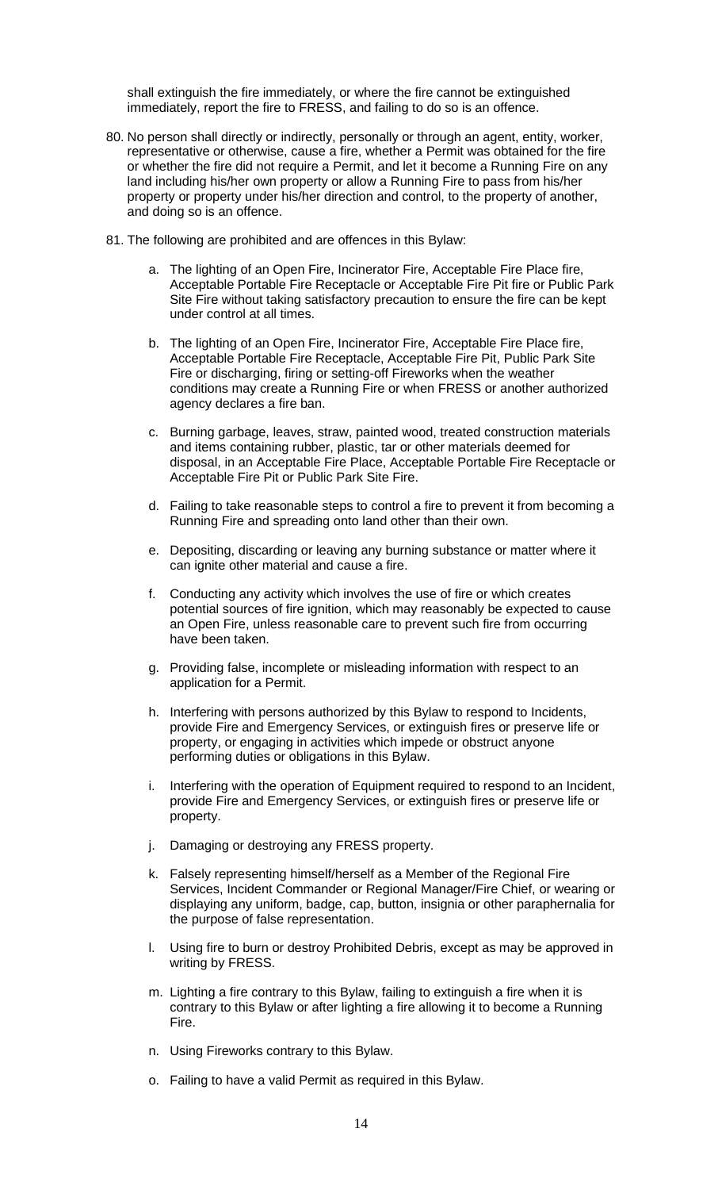shall extinguish the fire immediately, or where the fire cannot be extinguished immediately, report the fire to FRESS, and failing to do so is an offence.

80. No person shall directly or indirectly, personally or through an agent, entity, worker, representative or otherwise, cause a fire, whether a Permit was obtained for the fire or whether the fire did not require a Permit, and let it become a Running Fire on any land including his/her own property or allow a Running Fire to pass from his/her property or property under his/her direction and control, to the property of another, and doing so is an offence.

81. The following are prohibited and are offences in this Bylaw:

    a. The lighting of an Open Fire, Incinerator Fire, Acceptable Fire Place fire, Acceptable Portable Fire Receptacle or Acceptable Fire Pit fire or Public Park Site Fire without taking satisfactory precaution to ensure the fire can be kept under control at all times.

    b. The lighting of an Open Fire, Incinerator Fire, Acceptable Fire Place fire, Acceptable Portable Fire Receptacle, Acceptable Fire Pit, Public Park Site Fire or discharging, firing or setting-off Fireworks when the weather conditions may create a Running Fire or when FRESS or another authorized agency declares a fire ban.

    c. Burning garbage, leaves, straw, painted wood, treated construction materials and items containing rubber, plastic, tar or other materials deemed for disposal, in an Acceptable Fire Place, Acceptable Portable Fire Receptacle or Acceptable Fire Pit or Public Park Site Fire.

    d. Failing to take reasonable steps to control a fire to prevent it from becoming a Running Fire and spreading onto land other than their own.

    e. Depositing, discarding or leaving any burning substance or matter where it can ignite other material and cause a fire.

    f. Conducting any activity which involves the use of fire or which creates potential sources of fire ignition, which may reasonably be expected to cause an Open Fire, unless reasonable care to prevent such fire from occurring have been taken.

    g. Providing false, incomplete or misleading information with respect to an application for a Permit.

    h. Interfering with persons authorized by this Bylaw to respond to Incidents, provide Fire and Emergency Services, or extinguish fires or preserve life or property, or engaging in activities which impede or obstruct anyone performing duties or obligations in this Bylaw.

    i. Interfering with the operation of Equipment required to respond to an Incident, provide Fire and Emergency Services, or extinguish fires or preserve life or property.

    j. Damaging or destroying any FRESS property.

    k. Falsely representing himself/herself as a Member of the Regional Fire Services, Incident Commander or Regional Manager/Fire Chief, or wearing or displaying any uniform, badge, cap, button, insignia or other paraphernalia for the purpose of false representation.

    l. Using fire to burn or destroy Prohibited Debris, except as may be approved in writing by FRESS.

    m. Lighting a fire contrary to this Bylaw, failing to extinguish a fire when it is contrary to this Bylaw or after lighting a fire allowing it to become a Running Fire.

    n. Using Fireworks contrary to this Bylaw.

    o. Failing to have a valid Permit as required in this Bylaw.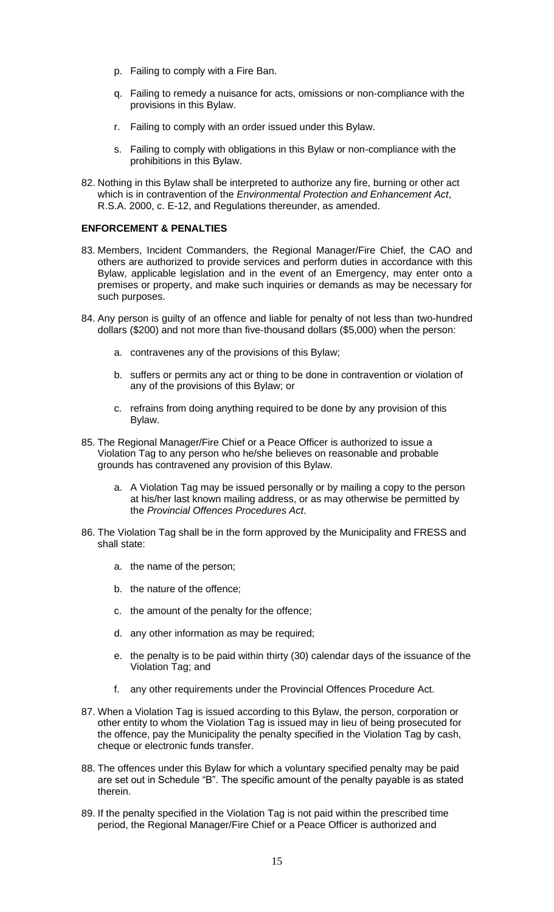p. Failing to comply with a Fire Ban.

q. Failing to remedy a nuisance for acts, omissions or non-compliance with the provisions in this Bylaw.

r. Failing to comply with an order issued under this Bylaw.

s. Failing to comply with obligations in this Bylaw or non-compliance with the prohibitions in this Bylaw.

82. Nothing in this Bylaw shall be interpreted to authorize any fire, burning or other act which is in contravention of the *Environmental Protection and Enhancement Act*, R.S.A. 2000, c. E-12, and Regulations thereunder, as amended.

**ENFORCEMENT & PENALTIES**

83. Members, Incident Commanders, the Regional Manager/Fire Chief, the CAO and others are authorized to provide services and perform duties in accordance with this Bylaw, applicable legislation and in the event of an Emergency, may enter onto a premises or property, and make such inquiries or demands as may be necessary for such purposes.

84. Any person is guilty of an offence and liable for penalty of not less than two-hundred dollars ($200) and not more than five-thousand dollars ($5,000) when the person:

    a. contravenes any of the provisions of this Bylaw;

    b. suffers or permits any act or thing to be done in contravention or violation of any of the provisions of this Bylaw; or

    c. refrains from doing anything required to be done by any provision of this Bylaw.

85. The Regional Manager/Fire Chief or a Peace Officer is authorized to issue a Violation Tag to any person who he/she believes on reasonable and probable grounds has contravened any provision of this Bylaw.

    a. A Violation Tag may be issued personally or by mailing a copy to the person at his/her last known mailing address, or as may otherwise be permitted by the *Provincial Offences Procedures Act*.

86. The Violation Tag shall be in the form approved by the Municipality and FRESS and shall state:

    a. the name of the person;

    b. the nature of the offence;

    c. the amount of the penalty for the offence;

    d. any other information as may be required;

    e. the penalty is to be paid within thirty (30) calendar days of the issuance of the Violation Tag; and

    f. any other requirements under the Provincial Offences Procedure Act.

87. When a Violation Tag is issued according to this Bylaw, the person, corporation or other entity to whom the Violation Tag is issued may in lieu of being prosecuted for the offence, pay the Municipality the penalty specified in the Violation Tag by cash, cheque or electronic funds transfer.

88. The offences under this Bylaw for which a voluntary specified penalty may be paid are set out in Schedule "B". The specific amount of the penalty payable is as stated therein.

89. If the penalty specified in the Violation Tag is not paid within the prescribed time period, the Regional Manager/Fire Chief or a Peace Officer is authorized and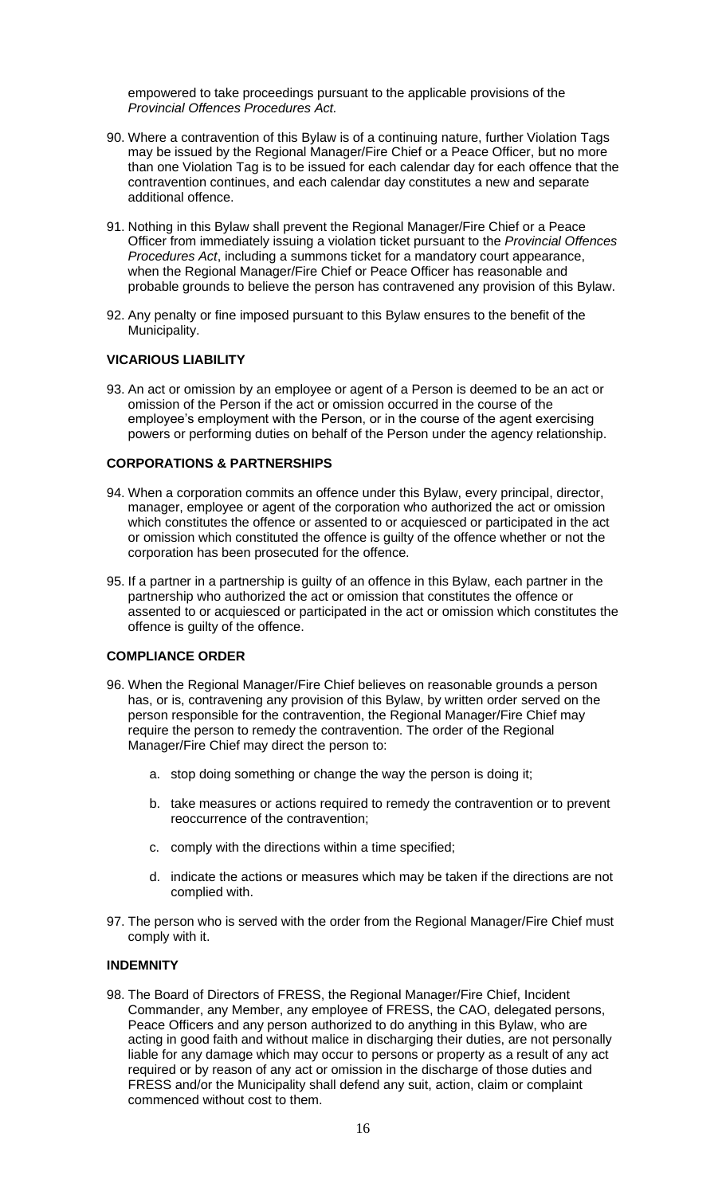empowered to take proceedings pursuant to the applicable provisions of the *Provincial Offences Procedures Act.*

90. Where a contravention of this Bylaw is of a continuing nature, further Violation Tags may be issued by the Regional Manager/Fire Chief or a Peace Officer, but no more than one Violation Tag is to be issued for each calendar day for each offence that the contravention continues, and each calendar day constitutes a new and separate additional offence.

91. Nothing in this Bylaw shall prevent the Regional Manager/Fire Chief or a Peace Officer from immediately issuing a violation ticket pursuant to the *Provincial Offences Procedures Act*, including a summons ticket for a mandatory court appearance, when the Regional Manager/Fire Chief or Peace Officer has reasonable and probable grounds to believe the person has contravened any provision of this Bylaw.

92. Any penalty or fine imposed pursuant to this Bylaw ensures to the benefit of the Municipality.

### VICARIOUS LIABILITY

93. An act or omission by an employee or agent of a Person is deemed to be an act or omission of the Person if the act or omission occurred in the course of the employee's employment with the Person, or in the course of the agent exercising powers or performing duties on behalf of the Person under the agency relationship.

### CORPORATIONS & PARTNERSHIPS

94. When a corporation commits an offence under this Bylaw, every principal, director, manager, employee or agent of the corporation who authorized the act or omission which constitutes the offence or assented to or acquiesced or participated in the act or omission which constituted the offence is guilty of the offence whether or not the corporation has been prosecuted for the offence.

95. If a partner in a partnership is guilty of an offence in this Bylaw, each partner in the partnership who authorized the act or omission that constitutes the offence or assented to or acquiesced or participated in the act or omission which constitutes the offence is guilty of the offence.

### COMPLIANCE ORDER

96. When the Regional Manager/Fire Chief believes on reasonable grounds a person has, or is, contravening any provision of this Bylaw, by written order served on the person responsible for the contravention, the Regional Manager/Fire Chief may require the person to remedy the contravention. The order of the Regional Manager/Fire Chief may direct the person to:

    a. stop doing something or change the way the person is doing it;

    b. take measures or actions required to remedy the contravention or to prevent reoccurrence of the contravention;

    c. comply with the directions within a time specified;

    d. indicate the actions or measures which may be taken if the directions are not complied with.

97. The person who is served with the order from the Regional Manager/Fire Chief must comply with it.

### INDEMNITY

98. The Board of Directors of FRESS, the Regional Manager/Fire Chief, Incident Commander, any Member, any employee of FRESS, the CAO, delegated persons, Peace Officers and any person authorized to do anything in this Bylaw, who are acting in good faith and without malice in discharging their duties, are not personally liable for any damage which may occur to persons or property as a result of any act required or by reason of any act or omission in the discharge of those duties and FRESS and/or the Municipality shall defend any suit, action, claim or complaint commenced without cost to them.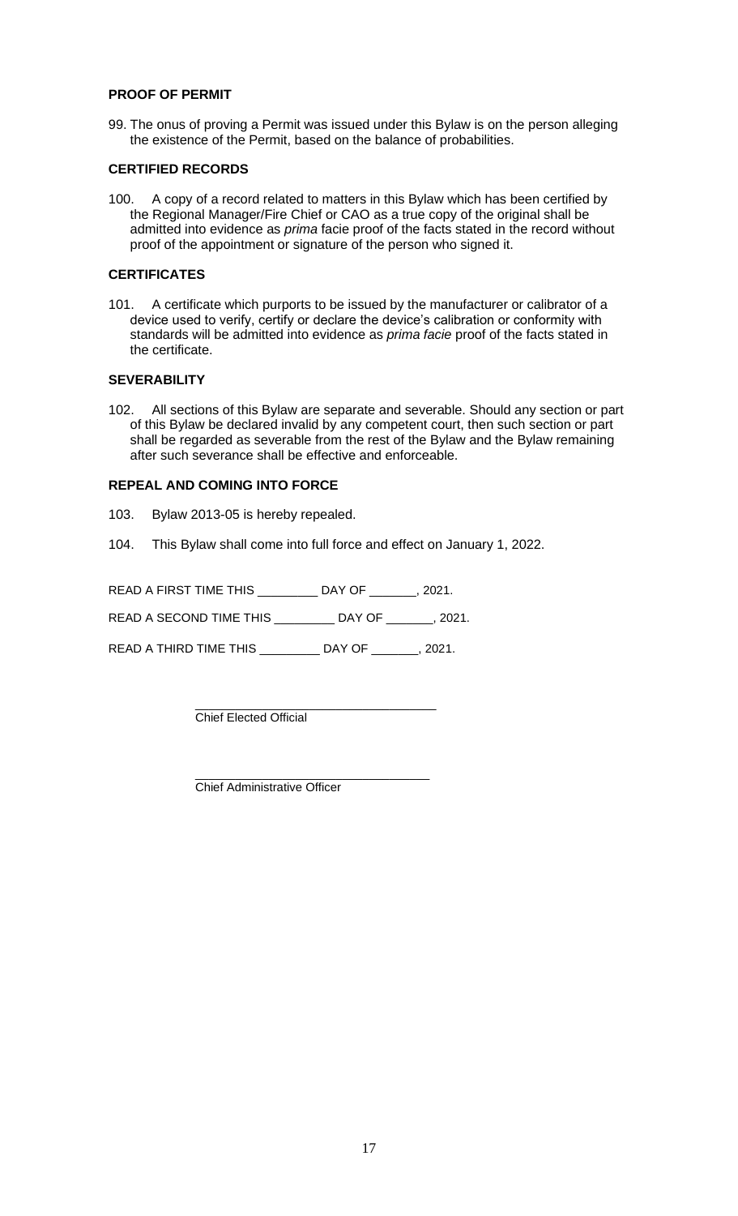### PROOF OF PERMIT

99. The onus of proving a Permit was issued under this Bylaw is on the person alleging the existence of the Permit, based on the balance of probabilities.

### CERTIFIED RECORDS

100. A copy of a record related to matters in this Bylaw which has been certified by the Regional Manager/Fire Chief or CAO as a true copy of the original shall be admitted into evidence as *prima* facie proof of the facts stated in the record without proof of the appointment or signature of the person who signed it.

### CERTIFICATES

101. A certificate which purports to be issued by the manufacturer or calibrator of a device used to verify, certify or declare the device's calibration or conformity with standards will be admitted into evidence as *prima facie* proof of the facts stated in the certificate.

### SEVERABILITY

102. All sections of this Bylaw are separate and severable. Should any section or part of this Bylaw be declared invalid by any competent court, then such section or part shall be regarded as severable from the rest of the Bylaw and the Bylaw remaining after such severance shall be effective and enforceable.

### REPEAL AND COMING INTO FORCE

103. Bylaw 2013-05 is hereby repealed.

104. This Bylaw shall come into full force and effect on January 1, 2022.

READ A FIRST TIME THIS _________ DAY OF _______, 2021.

READ A SECOND TIME THIS _________ DAY OF _______, 2021.

READ A THIRD TIME THIS _________ DAY OF _______, 2021.

\_\_\_\_\_\_\_\_\_\_\_\_\_\_\_\_\_\_\_\_\_\_\_\_\_\_\_\_\_\_\_\_\_\_
Chief Elected Official

\_\_\_\_\_\_\_\_\_\_\_\_\_\_\_\_\_\_\_\_\_\_\_\_\_\_\_\_\_\_\_\_\_\_
Chief Administrative Officer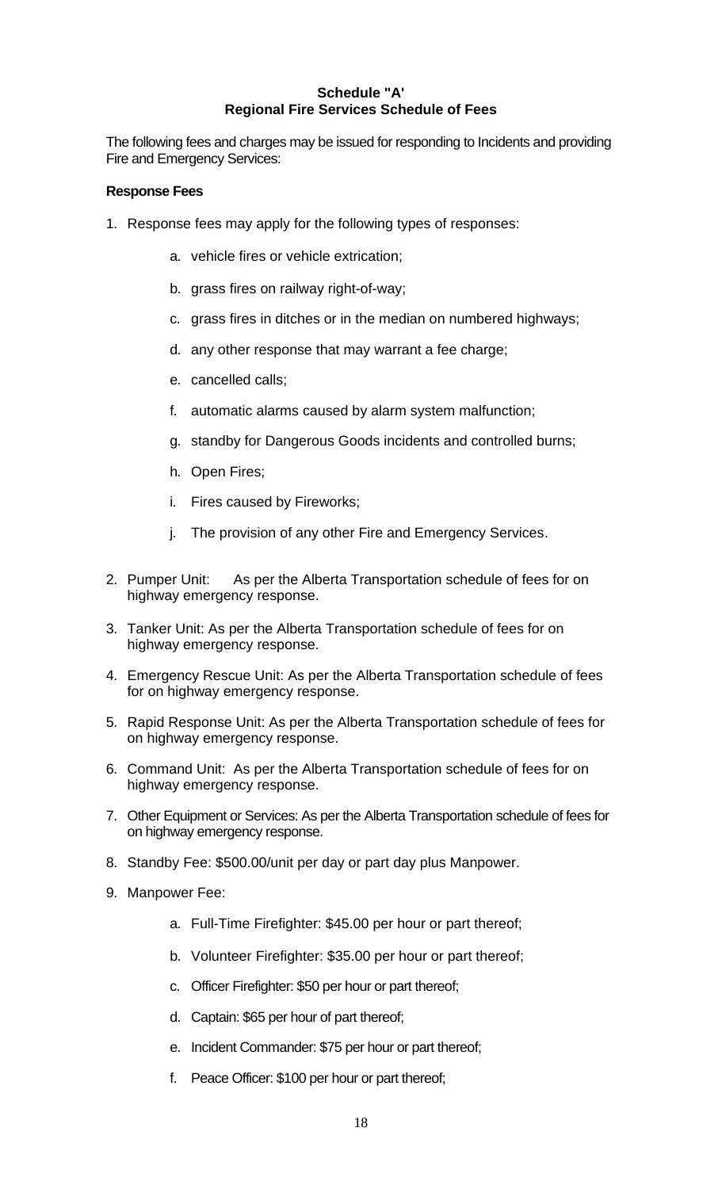**Schedule "A'**
**Regional Fire Services Schedule of Fees**

The following fees and charges may be issued for responding to Incidents and providing Fire and Emergency Services:

**Response Fees**

1. Response fees may apply for the following types of responses:

    a. vehicle fires or vehicle extrication;

    b. grass fires on railway right-of-way;

    c. grass fires in ditches or in the median on numbered highways;

    d. any other response that may warrant a fee charge;

    e. cancelled calls;

    f. automatic alarms caused by alarm system malfunction;

    g. standby for Dangerous Goods incidents and controlled burns;

    h. Open Fires;

    i. Fires caused by Fireworks;

    j. The provision of any other Fire and Emergency Services.

2. Pumper Unit: As per the Alberta Transportation schedule of fees for on highway emergency response.

3. Tanker Unit: As per the Alberta Transportation schedule of fees for on highway emergency response.

4. Emergency Rescue Unit: As per the Alberta Transportation schedule of fees for on highway emergency response.

5. Rapid Response Unit: As per the Alberta Transportation schedule of fees for on highway emergency response.

6. Command Unit: As per the Alberta Transportation schedule of fees for on highway emergency response.

7. Other Equipment or Services: As per the Alberta Transportation schedule of fees for on highway emergency response.

8. Standby Fee: $500.00/unit per day or part day plus Manpower.

9. Manpower Fee:

    a. Full-Time Firefighter: $45.00 per hour or part thereof;

    b. Volunteer Firefighter: $35.00 per hour or part thereof;

    c. Officer Firefighter: $50 per hour or part thereof;

    d. Captain: $65 per hour of part thereof;

    e. Incident Commander: $75 per hour or part thereof;

    f. Peace Officer: $100 per hour or part thereof;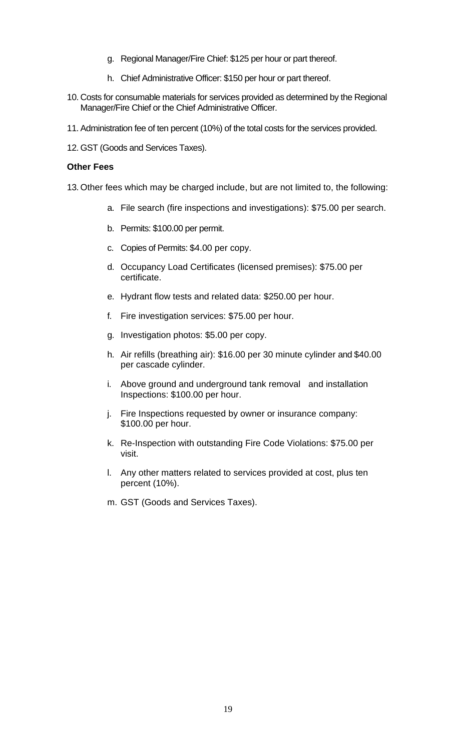g. Regional Manager/Fire Chief: $125 per hour or part thereof.

   h. Chief Administrative Officer: $150 per hour or part thereof.

10. Costs for consumable materials for services provided as determined by the Regional Manager/Fire Chief or the Chief Administrative Officer.

11. Administration fee of ten percent (10%) of the total costs for the services provided.

12. GST (Goods and Services Taxes).

**Other Fees**

13. Other fees which may be charged include, but are not limited to, the following:

    a. File search (fire inspections and investigations): $75.00 per search.

    b. Permits: $100.00 per permit.

    c. Copies of Permits: $4.00 per copy.

    d. Occupancy Load Certificates (licensed premises): $75.00 per certificate.

    e. Hydrant flow tests and related data: $250.00 per hour.

    f. Fire investigation services: $75.00 per hour.

    g. Investigation photos: $5.00 per copy.

    h. Air refills (breathing air): $16.00 per 30 minute cylinder and $40.00 per cascade cylinder.

    i. Above ground and underground tank removal and installation Inspections: $100.00 per hour.

    j. Fire Inspections requested by owner or insurance company: $100.00 per hour.

    k. Re-Inspection with outstanding Fire Code Violations: $75.00 per visit.

    l. Any other matters related to services provided at cost, plus ten percent (10%).

    m. GST (Goods and Services Taxes).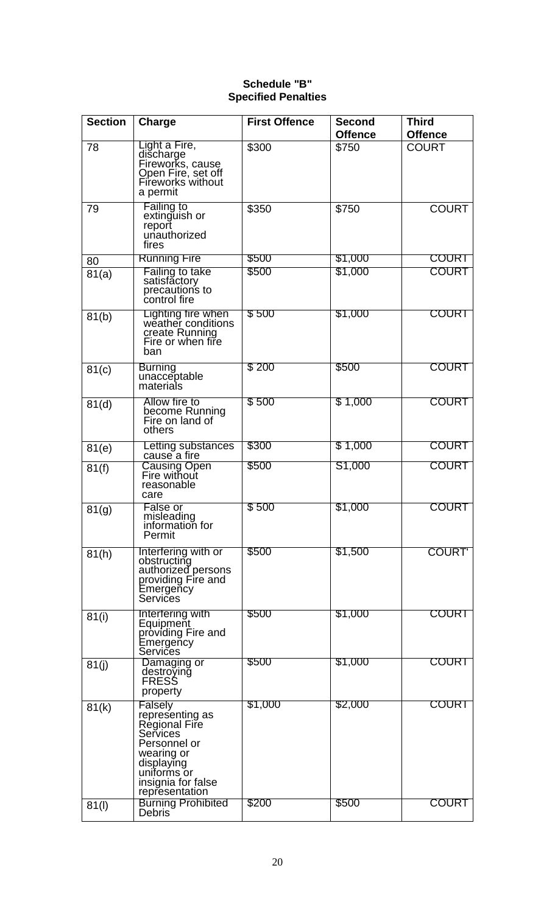**Schedule "B"**
**Specified Penalties**

| Section | Charge | First Offence | Second Offence | Third Offence |
|---|---|---|---|---|
| 78 | Light a Fire, discharge Fireworks, cause Open Fire, set off Fireworks without a permit | $300 | $750 | COURT |
| 79 | Failing to extinguish or report unauthorized fires | $350 | $750 | COURT |
| 80 | Running Fire | $500 | $1,000 | COURT |
| 81(a) | Failing to take satisfactory precautions to control fire | $500 | $1,000 | COURT |
| 81(b) | Lighting fire when weather conditions create Running Fire or when fire ban | $ 500 | $1,000 | COURT |
| 81(c) | Burning unacceptable materials | $ 200 | $500 | COURT |
| 81(d) | Allow fire to become Running Fire on land of others | $ 500 | $ 1,000 | COURT |
| 81(e) | Letting substances cause a fire | $300 | $ 1,000 | COURT |
| 81(f) | Causing Open Fire without reasonable care | $500 | S1,000 | COURT |
| 81(g) | False or misleading information for Permit | $ 500 | $1,000 | COURT |
| 81(h) | Interfering with or obstructing authorized persons providing Fire and Emergency Services | $500 | $1,500 | COURT' |
| 81(i) | Interfering with Equipment providing Fire and Emergency Services | $500 | $1,000 | COURT |
| 81(j) | Damaging or destroying FRESS property | $500 | $1,000 | COURT |
| 81(k) | Falsely representing as Regional Fire Services Personnel or wearing or displaying uniforms or insignia for false representation | $1,000 | $2,000 | COURT |
| 81(l) | Burning Prohibited Debris | $200 | $500 | COURT |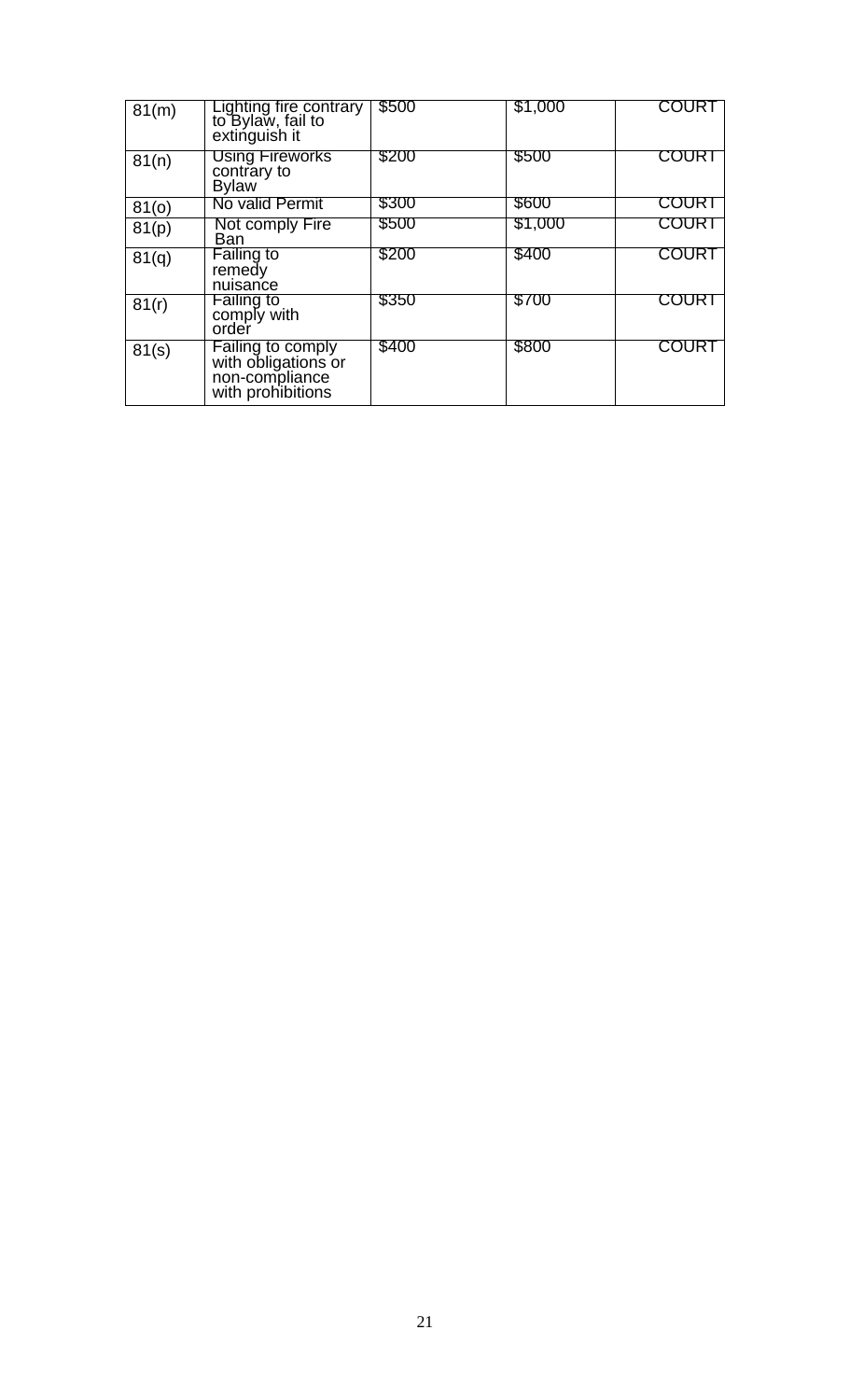| | | | | |
|---|---|---|---|---|
| 81(m) | Lighting fire contrary to Bylaw, fail to extinguish it | $500 | $1,000 | COURT |
| 81(n) | Using Fireworks contrary to Bylaw | $200 | $500 | COURT |
| 81(o) | No valid Permit | $300 | $600 | COURT |
| 81(p) | Not comply Fire Ban | $500 | $1,000 | COURT |
| 81(q) | Failing to remedy nuisance | $200 | $400 | COURT |
| 81(r) | Failing to comply with order | $350 | $700 | COURT |
| 81(s) | Failing to comply with obligations or non-compliance with prohibitions | $400 | $800 | COURT |